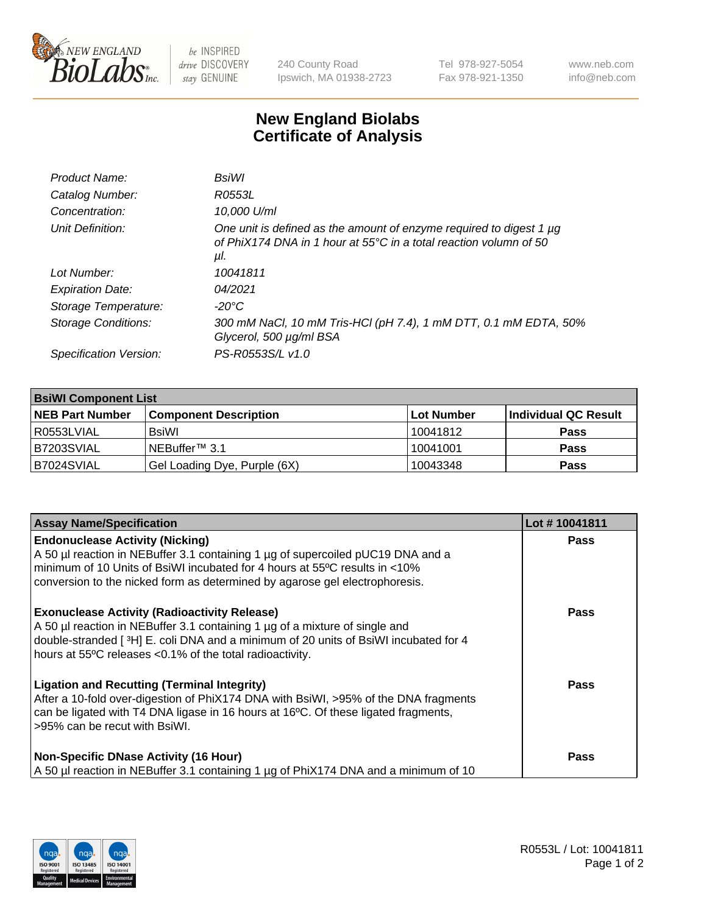# New England Biolabs Certificate of Analysis

| | |
|---|---|
| *Product Name:* | *BsiWI* |
| *Catalog Number:* | *R0553L* |
| *Concentration:* | *10,000 U/ml* |
| *Unit Definition:* | *One unit is defined as the amount of enzyme required to digest 1 µg of PhiX174 DNA in 1 hour at 55°C in a total reaction volumn of 50 µl.* |
| *Lot Number:* | *10041811* |
| *Expiration Date:* | *04/2021* |
| *Storage Temperature:* | *-20°C* |
| *Storage Conditions:* | *300 mM NaCl, 10 mM Tris-HCl (pH 7.4), 1 mM DTT, 0.1 mM EDTA, 50% Glycerol, 500 µg/ml BSA* |
| *Specification Version:* | *PS-R0553S/L v1.0* |

| **BsiWI Component List** | | | |
|---|---|---|---|
| **NEB Part Number** | **Component Description** | **Lot Number** | **Individual QC Result** |
| R0553LVIAL | BsiWI | 10041812 | **Pass** |
| B7203SVIAL | NEBuffer™ 3.1 | 10041001 | **Pass** |
| B7024SVIAL | Gel Loading Dye, Purple (6X) | 10043348 | **Pass** |

| **Assay Name/Specification** | **Lot # 10041811** |
|---|---|
| **Endonuclease Activity (Nicking)** A 50 µl reaction in NEBuffer 3.1 containing 1 µg of supercoiled pUC19 DNA and a minimum of 10 Units of BsiWI incubated for 4 hours at 55ºC results in <10% conversion to the nicked form as determined by agarose gel electrophoresis. | **Pass** |
| **Exonuclease Activity (Radioactivity Release)** A 50 µl reaction in NEBuffer 3.1 containing 1 µg of a mixture of single and double-stranded [ $^3$H] E. coli DNA and a minimum of 20 units of BsiWI incubated for 4 hours at 55ºC releases <0.1% of the total radioactivity. | **Pass** |
| **Ligation and Recutting (Terminal Integrity)** After a 10-fold over-digestion of PhiX174 DNA with BsiWI, >95% of the DNA fragments can be ligated with T4 DNA ligase in 16 hours at 16ºC. Of these ligated fragments, >95% can be recut with BsiWI. | **Pass** |
| **Non-Specific DNase Activity (16 Hour)** A 50 µl reaction in NEBuffer 3.1 containing 1 µg of PhiX174 DNA and a minimum of 10 | **Pass** |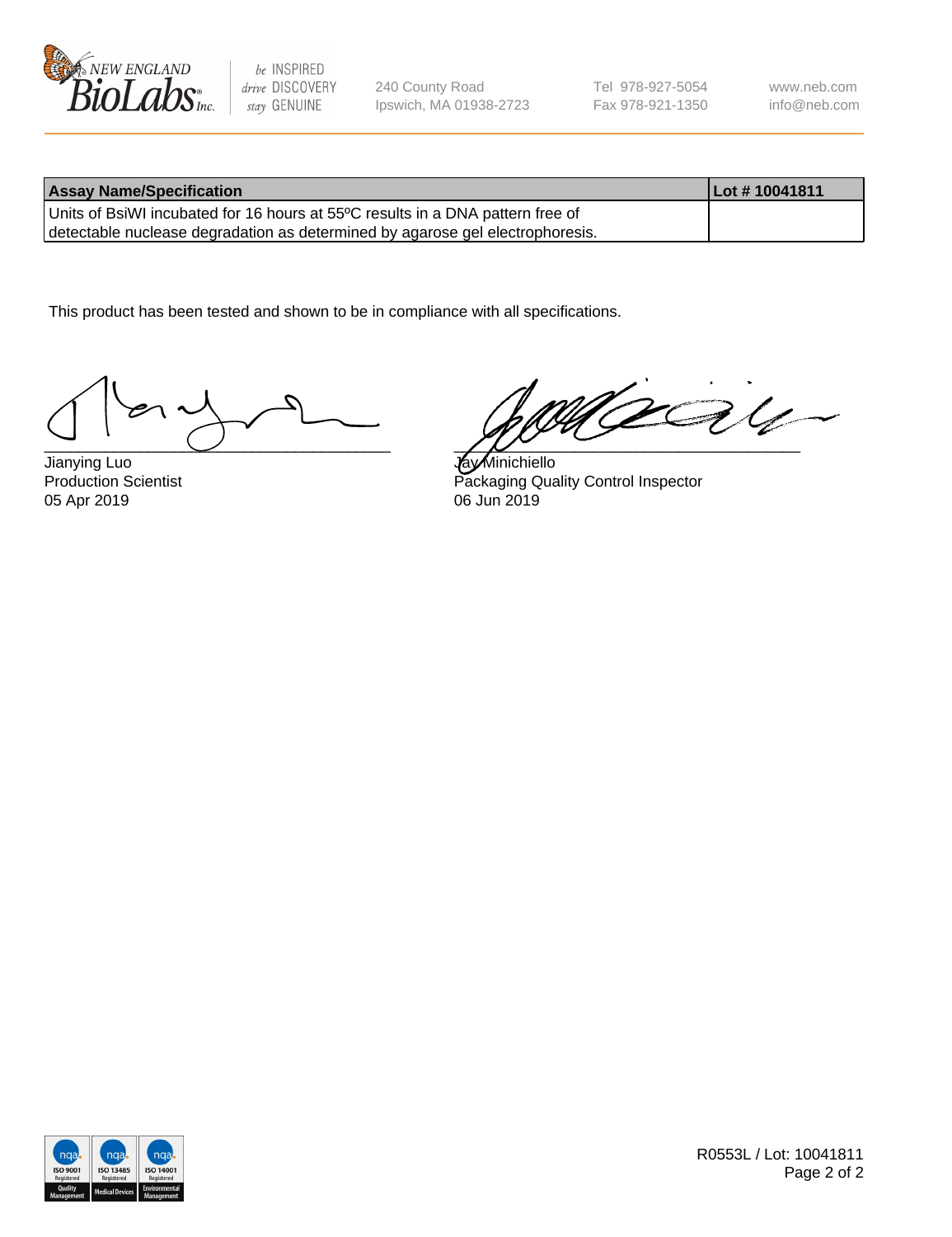| Assay Name/Specification | Lot # 10041811 |
|---|---|
| Units of BsiWI incubated for 16 hours at 55ºC results in a DNA pattern free of detectable nuclease degradation as determined by agarose gel electrophoresis. | |

This product has been tested and shown to be in compliance with all specifications.

Jianying Luo
Production Scientist
05 Apr 2019

Jay Minichiello
Packaging Quality Control Inspector
06 Jun 2019

R0553L / Lot: 10041811